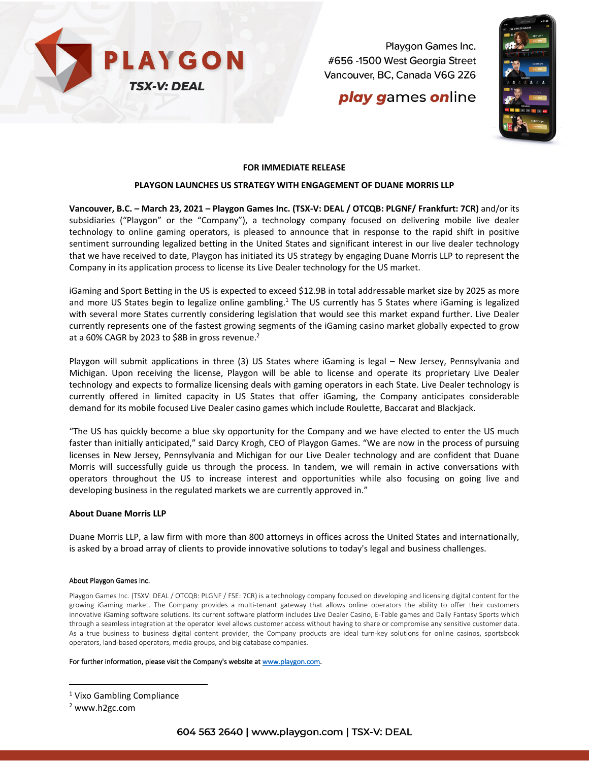PLAYGON

TSX-V: DEAL

Playgon Games Inc.
#656 -1500 West Georgia Street
Vancouver, BC, Canada V6G 2Z6

*play games online*

**FOR IMMEDIATE RELEASE**

**PLAYGON LAUNCHES US STRATEGY WITH ENGAGEMENT OF DUANE MORRIS LLP**

**Vancouver, B.C. – March 23, 2021 – Playgon Games Inc. (TSX-V: DEAL / OTCQB: PLGNF/ Frankfurt: 7CR)** and/or its subsidiaries ("Playgon" or the "Company"), a technology company focused on delivering mobile live dealer technology to online gaming operators, is pleased to announce that in response to the rapid shift in positive sentiment surrounding legalized betting in the United States and significant interest in our live dealer technology that we have received to date, Playgon has initiated its US strategy by engaging Duane Morris LLP to represent the Company in its application process to license its Live Dealer technology for the US market.

iGaming and Sport Betting in the US is expected to exceed $12.9B in total addressable market size by 2025 as more and more US States begin to legalize online gambling.[1] The US currently has 5 States where iGaming is legalized with several more States currently considering legislation that would see this market expand further. Live Dealer currently represents one of the fastest growing segments of the iGaming casino market globally expected to grow at a 60% CAGR by 2023 to $8B in gross revenue.[2]

Playgon will submit applications in three (3) US States where iGaming is legal – New Jersey, Pennsylvania and Michigan. Upon receiving the license, Playgon will be able to license and operate its proprietary Live Dealer technology and expects to formalize licensing deals with gaming operators in each State. Live Dealer technology is currently offered in limited capacity in US States that offer iGaming, the Company anticipates considerable demand for its mobile focused Live Dealer casino games which include Roulette, Baccarat and Blackjack.

"The US has quickly become a blue sky opportunity for the Company and we have elected to enter the US much faster than initially anticipated," said Darcy Krogh, CEO of Playgon Games. "We are now in the process of pursuing licenses in New Jersey, Pennsylvania and Michigan for our Live Dealer technology and are confident that Duane Morris will successfully guide us through the process. In tandem, we will remain in active conversations with operators throughout the US to increase interest and opportunities while also focusing on going live and developing business in the regulated markets we are currently approved in."

**About Duane Morris LLP**

Duane Morris LLP, a law firm with more than 800 attorneys in offices across the United States and internationally, is asked by a broad array of clients to provide innovative solutions to today's legal and business challenges.

About Playgon Games Inc.

Playgon Games Inc. (TSXV: DEAL / OTCQB: PLGNF / FSE: 7CR) is a technology company focused on developing and licensing digital content for the growing iGaming market. The Company provides a multi-tenant gateway that allows online operators the ability to offer their customers innovative iGaming software solutions. Its current software platform includes Live Dealer Casino, E-Table games and Daily Fantasy Sports which through a seamless integration at the operator level allows customer access without having to share or compromise any sensitive customer data. As a true business to business digital content provider, the Company products are ideal turn-key solutions for online casinos, sportsbook operators, land-based operators, media groups, and big database companies.

For further information, please visit the Company's website at www.playgon.com.

[1] Vixo Gambling Compliance
[2] www.h2gc.com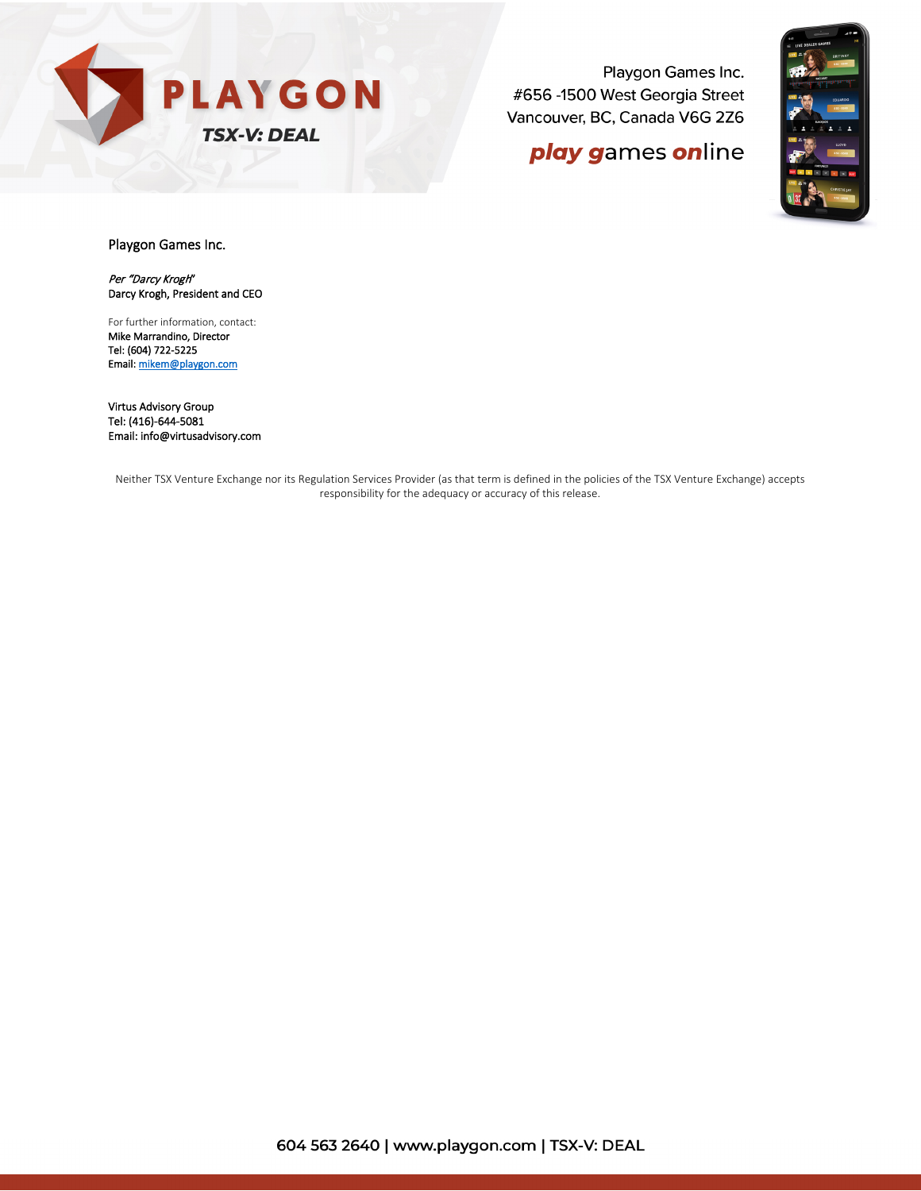Playgon Games Inc.

*Per "Darcy Krogh"*
Darcy Krogh, President and CEO

For further information, contact:
Mike Marrandino, Director
Tel: (604) 722-5225
Email: mikem@playgon.com

Virtus Advisory Group
Tel: (416)-644-5081
Email: info@virtusadvisory.com

Neither TSX Venture Exchange nor its Regulation Services Provider (as that term is defined in the policies of the TSX Venture Exchange) accepts responsibility for the adequacy or accuracy of this release.